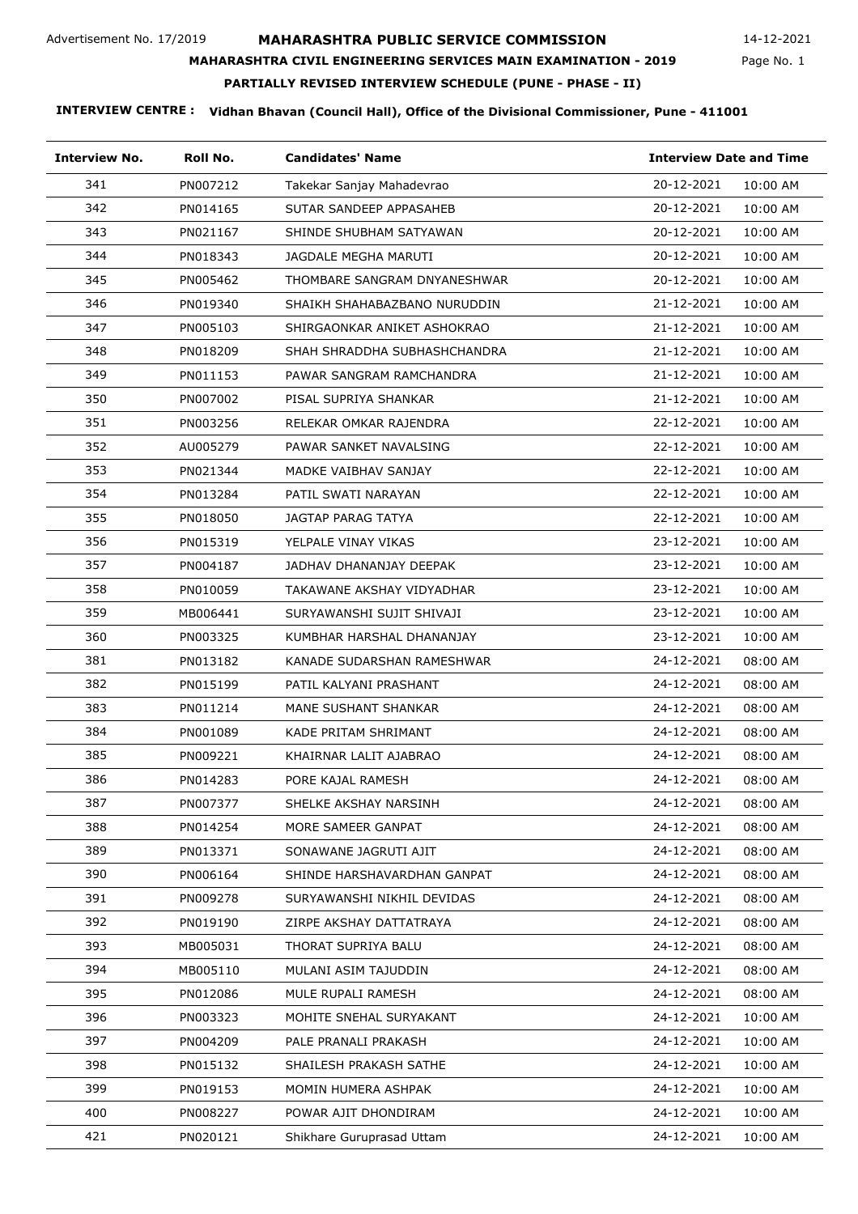Advertisement No. 17/2019

# MAHARASHTRA PUBLIC SERVICE COMMISSION

14-12-2021

## MAHARASHTRA CIVIL ENGINEERING SERVICES MAIN EXAMINATION - 2019

### PARTIALLY REVISED INTERVIEW SCHEDULE (PUNE - PHASE - II)

**INTERVIEW CENTRE : Vidhan Bhavan (Council Hall), Office of the Divisional Commissioner, Pune - 411001**

| Interview No. | Roll No. | Candidates' Name | Interview Date and Time | |
|---|---|---|---|---|
| 341 | PN007212 | Takekar Sanjay Mahadevrao | 20-12-2021 | 10:00 AM |
| 342 | PN014165 | SUTAR SANDEEP APPASAHEB | 20-12-2021 | 10:00 AM |
| 343 | PN021167 | SHINDE SHUBHAM SATYAWAN | 20-12-2021 | 10:00 AM |
| 344 | PN018343 | JAGDALE MEGHA MARUTI | 20-12-2021 | 10:00 AM |
| 345 | PN005462 | THOMBARE SANGRAM DNYANESHWAR | 20-12-2021 | 10:00 AM |
| 346 | PN019340 | SHAIKH SHAHABAZBANO NURUDDIN | 21-12-2021 | 10:00 AM |
| 347 | PN005103 | SHIRGAONKAR ANIKET ASHOKRAO | 21-12-2021 | 10:00 AM |
| 348 | PN018209 | SHAH SHRADDHA SUBHASHCHANDRA | 21-12-2021 | 10:00 AM |
| 349 | PN011153 | PAWAR SANGRAM RAMCHANDRA | 21-12-2021 | 10:00 AM |
| 350 | PN007002 | PISAL SUPRIYA SHANKAR | 21-12-2021 | 10:00 AM |
| 351 | PN003256 | RELEKAR OMKAR RAJENDRA | 22-12-2021 | 10:00 AM |
| 352 | AU005279 | PAWAR SANKET NAVALSING | 22-12-2021 | 10:00 AM |
| 353 | PN021344 | MADKE VAIBHAV SANJAY | 22-12-2021 | 10:00 AM |
| 354 | PN013284 | PATIL SWATI NARAYAN | 22-12-2021 | 10:00 AM |
| 355 | PN018050 | JAGTAP PARAG TATYA | 22-12-2021 | 10:00 AM |
| 356 | PN015319 | YELPALE VINAY VIKAS | 23-12-2021 | 10:00 AM |
| 357 | PN004187 | JADHAV DHANANJAY DEEPAK | 23-12-2021 | 10:00 AM |
| 358 | PN010059 | TAKAWANE AKSHAY VIDYADHAR | 23-12-2021 | 10:00 AM |
| 359 | MB006441 | SURYAWANSHI SUJIT SHIVAJI | 23-12-2021 | 10:00 AM |
| 360 | PN003325 | KUMBHAR HARSHAL DHANANJAY | 23-12-2021 | 10:00 AM |
| 381 | PN013182 | KANADE SUDARSHAN RAMESHWAR | 24-12-2021 | 08:00 AM |
| 382 | PN015199 | PATIL KALYANI PRASHANT | 24-12-2021 | 08:00 AM |
| 383 | PN011214 | MANE SUSHANT SHANKAR | 24-12-2021 | 08:00 AM |
| 384 | PN001089 | KADE PRITAM SHRIMANT | 24-12-2021 | 08:00 AM |
| 385 | PN009221 | KHAIRNAR LALIT AJABRAO | 24-12-2021 | 08:00 AM |
| 386 | PN014283 | PORE KAJAL RAMESH | 24-12-2021 | 08:00 AM |
| 387 | PN007377 | SHELKE AKSHAY NARSINH | 24-12-2021 | 08:00 AM |
| 388 | PN014254 | MORE SAMEER GANPAT | 24-12-2021 | 08:00 AM |
| 389 | PN013371 | SONAWANE JAGRUTI AJIT | 24-12-2021 | 08:00 AM |
| 390 | PN006164 | SHINDE HARSHAVARDHAN GANPAT | 24-12-2021 | 08:00 AM |
| 391 | PN009278 | SURYAWANSHI NIKHIL DEVIDAS | 24-12-2021 | 08:00 AM |
| 392 | PN019190 | ZIRPE AKSHAY DATTATRAYA | 24-12-2021 | 08:00 AM |
| 393 | MB005031 | THORAT SUPRIYA BALU | 24-12-2021 | 08:00 AM |
| 394 | MB005110 | MULANI ASIM TAJUDDIN | 24-12-2021 | 08:00 AM |
| 395 | PN012086 | MULE RUPALI RAMESH | 24-12-2021 | 08:00 AM |
| 396 | PN003323 | MOHITE SNEHAL SURYAKANT | 24-12-2021 | 10:00 AM |
| 397 | PN004209 | PALE PRANALI PRAKASH | 24-12-2021 | 10:00 AM |
| 398 | PN015132 | SHAILESH PRAKASH SATHE | 24-12-2021 | 10:00 AM |
| 399 | PN019153 | MOMIN HUMERA ASHPAK | 24-12-2021 | 10:00 AM |
| 400 | PN008227 | POWAR AJIT DHONDIRAM | 24-12-2021 | 10:00 AM |
| 421 | PN020121 | Shikhare Guruprasad Uttam | 24-12-2021 | 10:00 AM |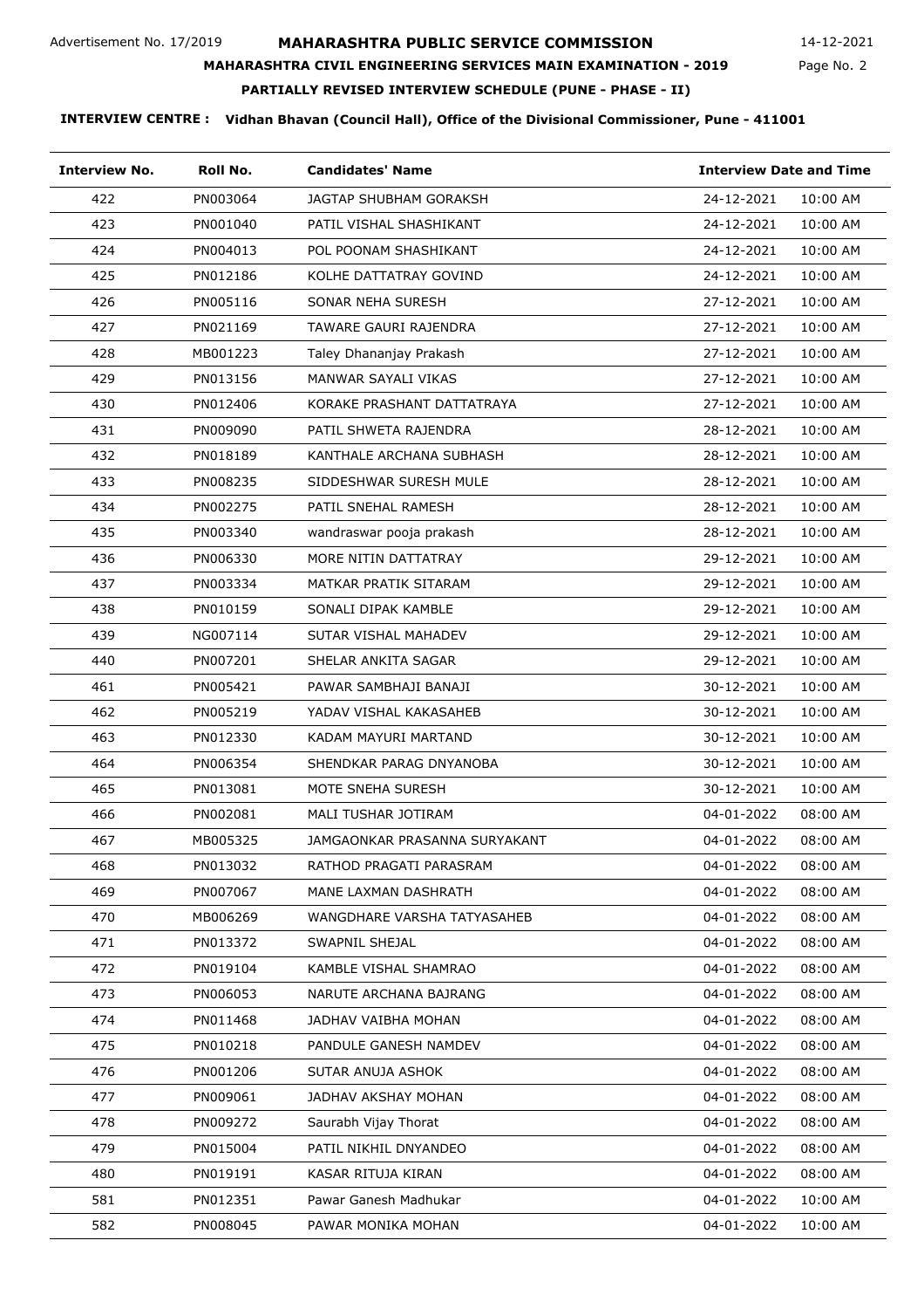Advertisement No. 17/2019

# MAHARASHTRA PUBLIC SERVICE COMMISSION

14-12-2021

## MAHARASHTRA CIVIL ENGINEERING SERVICES MAIN EXAMINATION - 2019

## PARTIALLY REVISED INTERVIEW SCHEDULE (PUNE - PHASE - II)

**INTERVIEW CENTRE : Vidhan Bhavan (Council Hall), Office of the Divisional Commissioner, Pune - 411001**

| Interview No. | Roll No. | Candidates' Name | Interview Date and Time | |
|---|---|---|---|---|
| 422 | PN003064 | JAGTAP SHUBHAM GORAKSH | 24-12-2021 | 10:00 AM |
| 423 | PN001040 | PATIL VISHAL SHASHIKANT | 24-12-2021 | 10:00 AM |
| 424 | PN004013 | POL POONAM SHASHIKANT | 24-12-2021 | 10:00 AM |
| 425 | PN012186 | KOLHE DATTATRAY GOVIND | 24-12-2021 | 10:00 AM |
| 426 | PN005116 | SONAR NEHA SURESH | 27-12-2021 | 10:00 AM |
| 427 | PN021169 | TAWARE GAURI RAJENDRA | 27-12-2021 | 10:00 AM |
| 428 | MB001223 | Taley Dhananjay Prakash | 27-12-2021 | 10:00 AM |
| 429 | PN013156 | MANWAR SAYALI VIKAS | 27-12-2021 | 10:00 AM |
| 430 | PN012406 | KORAKE PRASHANT DATTATRAYA | 27-12-2021 | 10:00 AM |
| 431 | PN009090 | PATIL SHWETA RAJENDRA | 28-12-2021 | 10:00 AM |
| 432 | PN018189 | KANTHALE ARCHANA SUBHASH | 28-12-2021 | 10:00 AM |
| 433 | PN008235 | SIDDESHWAR SURESH MULE | 28-12-2021 | 10:00 AM |
| 434 | PN002275 | PATIL SNEHAL RAMESH | 28-12-2021 | 10:00 AM |
| 435 | PN003340 | wandraswar pooja prakash | 28-12-2021 | 10:00 AM |
| 436 | PN006330 | MORE NITIN DATTATRAY | 29-12-2021 | 10:00 AM |
| 437 | PN003334 | MATKAR PRATIK SITARAM | 29-12-2021 | 10:00 AM |
| 438 | PN010159 | SONALI DIPAK KAMBLE | 29-12-2021 | 10:00 AM |
| 439 | NG007114 | SUTAR VISHAL MAHADEV | 29-12-2021 | 10:00 AM |
| 440 | PN007201 | SHELAR ANKITA SAGAR | 29-12-2021 | 10:00 AM |
| 461 | PN005421 | PAWAR SAMBHAJI BANAJI | 30-12-2021 | 10:00 AM |
| 462 | PN005219 | YADAV VISHAL KAKASAHEB | 30-12-2021 | 10:00 AM |
| 463 | PN012330 | KADAM MAYURI MARTAND | 30-12-2021 | 10:00 AM |
| 464 | PN006354 | SHENDKAR PARAG DNYANOBA | 30-12-2021 | 10:00 AM |
| 465 | PN013081 | MOTE SNEHA SURESH | 30-12-2021 | 10:00 AM |
| 466 | PN002081 | MALI TUSHAR JOTIRAM | 04-01-2022 | 08:00 AM |
| 467 | MB005325 | JAMGAONKAR PRASANNA SURYAKANT | 04-01-2022 | 08:00 AM |
| 468 | PN013032 | RATHOD PRAGATI PARASRAM | 04-01-2022 | 08:00 AM |
| 469 | PN007067 | MANE LAXMAN DASHRATH | 04-01-2022 | 08:00 AM |
| 470 | MB006269 | WANGDHARE VARSHA TATYASAHEB | 04-01-2022 | 08:00 AM |
| 471 | PN013372 | SWAPNIL SHEJAL | 04-01-2022 | 08:00 AM |
| 472 | PN019104 | KAMBLE VISHAL SHAMRAO | 04-01-2022 | 08:00 AM |
| 473 | PN006053 | NARUTE ARCHANA BAJRANG | 04-01-2022 | 08:00 AM |
| 474 | PN011468 | JADHAV VAIBHA MOHAN | 04-01-2022 | 08:00 AM |
| 475 | PN010218 | PANDULE GANESH NAMDEV | 04-01-2022 | 08:00 AM |
| 476 | PN001206 | SUTAR ANUJA ASHOK | 04-01-2022 | 08:00 AM |
| 477 | PN009061 | JADHAV AKSHAY MOHAN | 04-01-2022 | 08:00 AM |
| 478 | PN009272 | Saurabh Vijay Thorat | 04-01-2022 | 08:00 AM |
| 479 | PN015004 | PATIL NIKHIL DNYANDEO | 04-01-2022 | 08:00 AM |
| 480 | PN019191 | KASAR RITUJA KIRAN | 04-01-2022 | 08:00 AM |
| 581 | PN012351 | Pawar Ganesh Madhukar | 04-01-2022 | 10:00 AM |
| 582 | PN008045 | PAWAR MONIKA MOHAN | 04-01-2022 | 10:00 AM |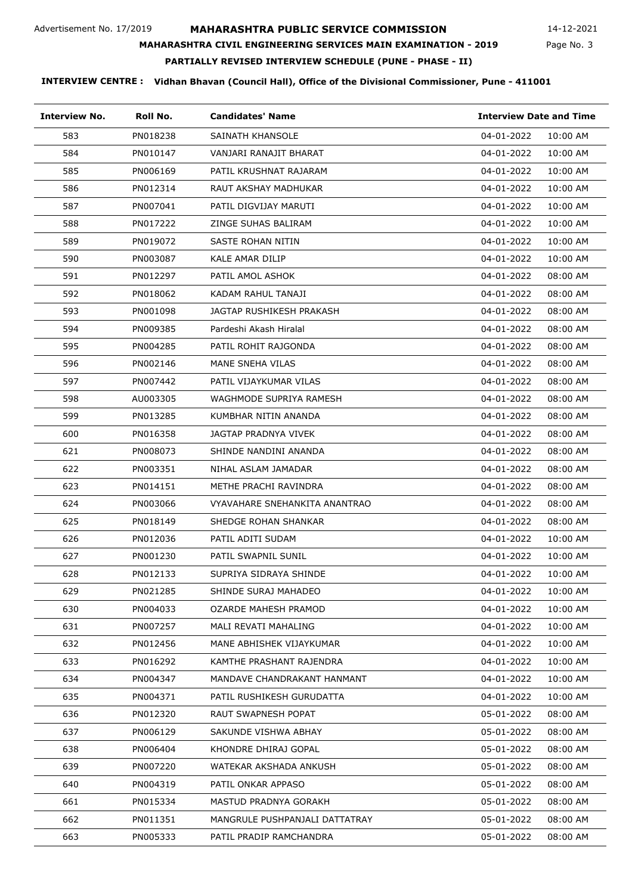Advertisement No. 17/2019

# MAHARASHTRA PUBLIC SERVICE COMMISSION

14-12-2021

## MAHARASHTRA CIVIL ENGINEERING SERVICES MAIN EXAMINATION - 2019

## PARTIALLY REVISED INTERVIEW SCHEDULE (PUNE - PHASE - II)

**INTERVIEW CENTRE : Vidhan Bhavan (Council Hall), Office of the Divisional Commissioner, Pune - 411001**

| Interview No. | Roll No. | Candidates' Name | Interview Date and Time | |
|---|---|---|---|---|
| 583 | PN018238 | SAINATH KHANSOLE | 04-01-2022 | 10:00 AM |
| 584 | PN010147 | VANJARI RANAJIT BHARAT | 04-01-2022 | 10:00 AM |
| 585 | PN006169 | PATIL KRUSHNAT RAJARAM | 04-01-2022 | 10:00 AM |
| 586 | PN012314 | RAUT AKSHAY MADHUKAR | 04-01-2022 | 10:00 AM |
| 587 | PN007041 | PATIL DIGVIJAY MARUTI | 04-01-2022 | 10:00 AM |
| 588 | PN017222 | ZINGE SUHAS BALIRAM | 04-01-2022 | 10:00 AM |
| 589 | PN019072 | SASTE ROHAN NITIN | 04-01-2022 | 10:00 AM |
| 590 | PN003087 | KALE AMAR DILIP | 04-01-2022 | 10:00 AM |
| 591 | PN012297 | PATIL AMOL ASHOK | 04-01-2022 | 08:00 AM |
| 592 | PN018062 | KADAM RAHUL TANAJI | 04-01-2022 | 08:00 AM |
| 593 | PN001098 | JAGTAP RUSHIKESH PRAKASH | 04-01-2022 | 08:00 AM |
| 594 | PN009385 | Pardeshi Akash Hiralal | 04-01-2022 | 08:00 AM |
| 595 | PN004285 | PATIL ROHIT RAJGONDA | 04-01-2022 | 08:00 AM |
| 596 | PN002146 | MANE SNEHA VILAS | 04-01-2022 | 08:00 AM |
| 597 | PN007442 | PATIL VIJAYKUMAR VILAS | 04-01-2022 | 08:00 AM |
| 598 | AU003305 | WAGHMODE SUPRIYA RAMESH | 04-01-2022 | 08:00 AM |
| 599 | PN013285 | KUMBHAR NITIN ANANDA | 04-01-2022 | 08:00 AM |
| 600 | PN016358 | JAGTAP PRADNYA VIVEK | 04-01-2022 | 08:00 AM |
| 621 | PN008073 | SHINDE NANDINI ANANDA | 04-01-2022 | 08:00 AM |
| 622 | PN003351 | NIHAL ASLAM JAMADAR | 04-01-2022 | 08:00 AM |
| 623 | PN014151 | METHE PRACHI RAVINDRA | 04-01-2022 | 08:00 AM |
| 624 | PN003066 | VYAVAHARE SNEHANKITA ANANTRAO | 04-01-2022 | 08:00 AM |
| 625 | PN018149 | SHEDGE ROHAN SHANKAR | 04-01-2022 | 08:00 AM |
| 626 | PN012036 | PATIL ADITI SUDAM | 04-01-2022 | 10:00 AM |
| 627 | PN001230 | PATIL SWAPNIL SUNIL | 04-01-2022 | 10:00 AM |
| 628 | PN012133 | SUPRIYA SIDRAYA SHINDE | 04-01-2022 | 10:00 AM |
| 629 | PN021285 | SHINDE SURAJ MAHADEO | 04-01-2022 | 10:00 AM |
| 630 | PN004033 | OZARDE MAHESH PRAMOD | 04-01-2022 | 10:00 AM |
| 631 | PN007257 | MALI REVATI MAHALING | 04-01-2022 | 10:00 AM |
| 632 | PN012456 | MANE ABHISHEK VIJAYKUMAR | 04-01-2022 | 10:00 AM |
| 633 | PN016292 | KAMTHE PRASHANT RAJENDRA | 04-01-2022 | 10:00 AM |
| 634 | PN004347 | MANDAVE CHANDRAKANT HANMANT | 04-01-2022 | 10:00 AM |
| 635 | PN004371 | PATIL RUSHIKESH GURUDATTA | 04-01-2022 | 10:00 AM |
| 636 | PN012320 | RAUT SWAPNESH POPAT | 05-01-2022 | 08:00 AM |
| 637 | PN006129 | SAKUNDE VISHWA ABHAY | 05-01-2022 | 08:00 AM |
| 638 | PN006404 | KHONDRE DHIRAJ GOPAL | 05-01-2022 | 08:00 AM |
| 639 | PN007220 | WATEKAR AKSHADA ANKUSH | 05-01-2022 | 08:00 AM |
| 640 | PN004319 | PATIL ONKAR APPASO | 05-01-2022 | 08:00 AM |
| 661 | PN015334 | MASTUD PRADNYA GORAKH | 05-01-2022 | 08:00 AM |
| 662 | PN011351 | MANGRULE PUSHPANJALI DATTATRAY | 05-01-2022 | 08:00 AM |
| 663 | PN005333 | PATIL PRADIP RAMCHANDRA | 05-01-2022 | 08:00 AM |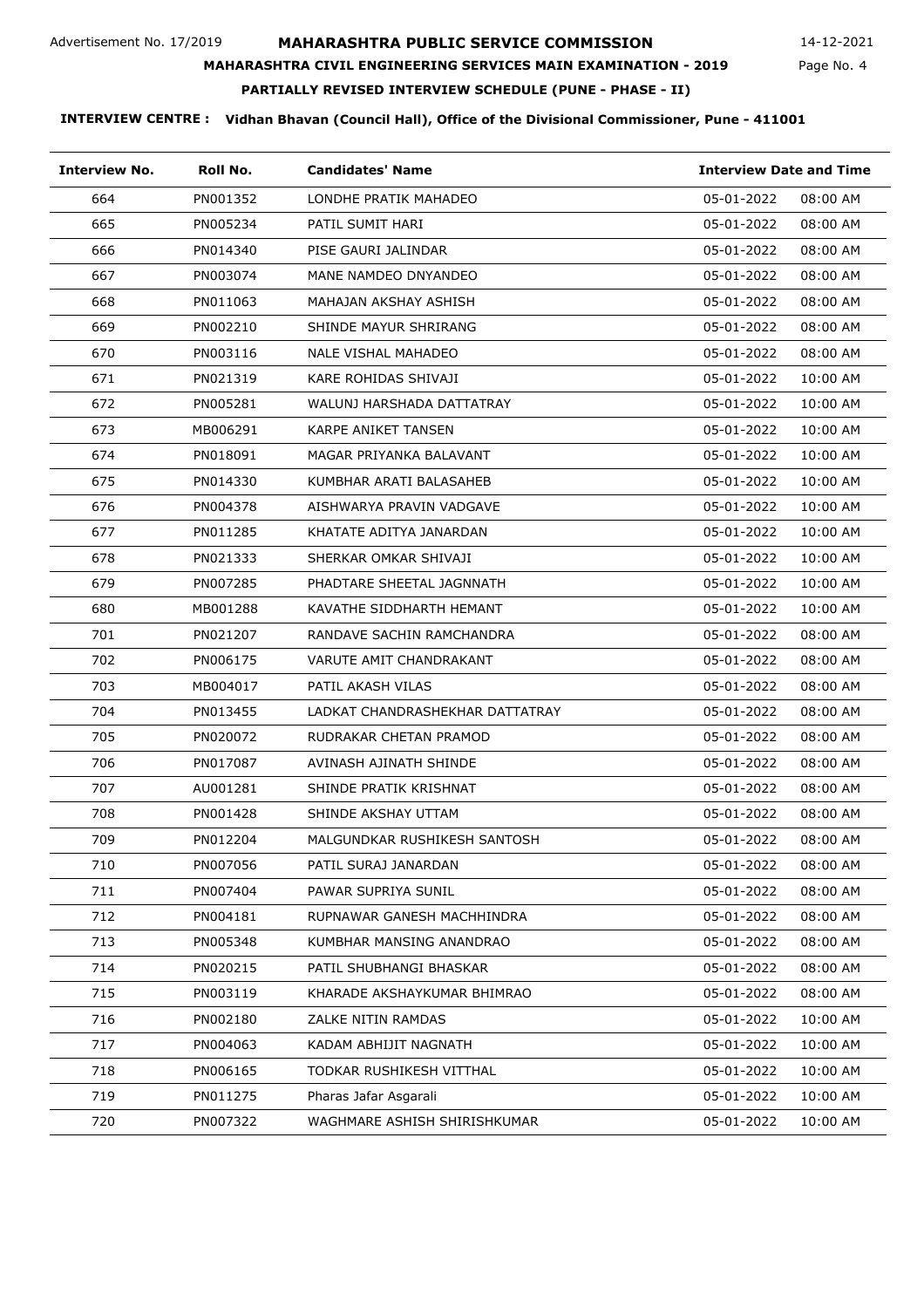Advertisement No. 17/2019

# MAHARASHTRA PUBLIC SERVICE COMMISSION

14-12-2021

## MAHARASHTRA CIVIL ENGINEERING SERVICES MAIN EXAMINATION - 2019

### PARTIALLY REVISED INTERVIEW SCHEDULE (PUNE - PHASE - II)

**INTERVIEW CENTRE : Vidhan Bhavan (Council Hall), Office of the Divisional Commissioner, Pune - 411001**

| Interview No. | Roll No. | Candidates' Name | Interview Date and Time | |
|---|---|---|---|---|
| 664 | PN001352 | LONDHE PRATIK MAHADEO | 05-01-2022 | 08:00 AM |
| 665 | PN005234 | PATIL SUMIT HARI | 05-01-2022 | 08:00 AM |
| 666 | PN014340 | PISE GAURI JALINDAR | 05-01-2022 | 08:00 AM |
| 667 | PN003074 | MANE NAMDEO DNYANDEO | 05-01-2022 | 08:00 AM |
| 668 | PN011063 | MAHAJAN AKSHAY ASHISH | 05-01-2022 | 08:00 AM |
| 669 | PN002210 | SHINDE MAYUR SHRIRANG | 05-01-2022 | 08:00 AM |
| 670 | PN003116 | NALE VISHAL MAHADEO | 05-01-2022 | 08:00 AM |
| 671 | PN021319 | KARE ROHIDAS SHIVAJI | 05-01-2022 | 10:00 AM |
| 672 | PN005281 | WALUNJ HARSHADA DATTATRAY | 05-01-2022 | 10:00 AM |
| 673 | MB006291 | KARPE ANIKET TANSEN | 05-01-2022 | 10:00 AM |
| 674 | PN018091 | MAGAR PRIYANKA BALAVANT | 05-01-2022 | 10:00 AM |
| 675 | PN014330 | KUMBHAR ARATI BALASAHEB | 05-01-2022 | 10:00 AM |
| 676 | PN004378 | AISHWARYA PRAVIN VADGAVE | 05-01-2022 | 10:00 AM |
| 677 | PN011285 | KHATATE ADITYA JANARDAN | 05-01-2022 | 10:00 AM |
| 678 | PN021333 | SHERKAR OMKAR SHIVAJI | 05-01-2022 | 10:00 AM |
| 679 | PN007285 | PHADTARE SHEETAL JAGNNATH | 05-01-2022 | 10:00 AM |
| 680 | MB001288 | KAVATHE SIDDHARTH HEMANT | 05-01-2022 | 10:00 AM |
| 701 | PN021207 | RANDAVE SACHIN RAMCHANDRA | 05-01-2022 | 08:00 AM |
| 702 | PN006175 | VARUTE AMIT CHANDRAKANT | 05-01-2022 | 08:00 AM |
| 703 | MB004017 | PATIL AKASH VILAS | 05-01-2022 | 08:00 AM |
| 704 | PN013455 | LADKAT CHANDRASHEKHAR DATTATRAY | 05-01-2022 | 08:00 AM |
| 705 | PN020072 | RUDRAKAR CHETAN PRAMOD | 05-01-2022 | 08:00 AM |
| 706 | PN017087 | AVINASH AJINATH SHINDE | 05-01-2022 | 08:00 AM |
| 707 | AU001281 | SHINDE PRATIK KRISHNAT | 05-01-2022 | 08:00 AM |
| 708 | PN001428 | SHINDE AKSHAY UTTAM | 05-01-2022 | 08:00 AM |
| 709 | PN012204 | MALGUNDKAR RUSHIKESH SANTOSH | 05-01-2022 | 08:00 AM |
| 710 | PN007056 | PATIL SURAJ JANARDAN | 05-01-2022 | 08:00 AM |
| 711 | PN007404 | PAWAR SUPRIYA SUNIL | 05-01-2022 | 08:00 AM |
| 712 | PN004181 | RUPNAWAR GANESH MACHHINDRA | 05-01-2022 | 08:00 AM |
| 713 | PN005348 | KUMBHAR MANSING ANANDRAO | 05-01-2022 | 08:00 AM |
| 714 | PN020215 | PATIL SHUBHANGI BHASKAR | 05-01-2022 | 08:00 AM |
| 715 | PN003119 | KHARADE AKSHAYKUMAR BHIMRAO | 05-01-2022 | 08:00 AM |
| 716 | PN002180 | ZALKE NITIN RAMDAS | 05-01-2022 | 10:00 AM |
| 717 | PN004063 | KADAM ABHIJIT NAGNATH | 05-01-2022 | 10:00 AM |
| 718 | PN006165 | TODKAR RUSHIKESH VITTHAL | 05-01-2022 | 10:00 AM |
| 719 | PN011275 | Pharas Jafar Asgarali | 05-01-2022 | 10:00 AM |
| 720 | PN007322 | WAGHMARE ASHISH SHIRISHKUMAR | 05-01-2022 | 10:00 AM |